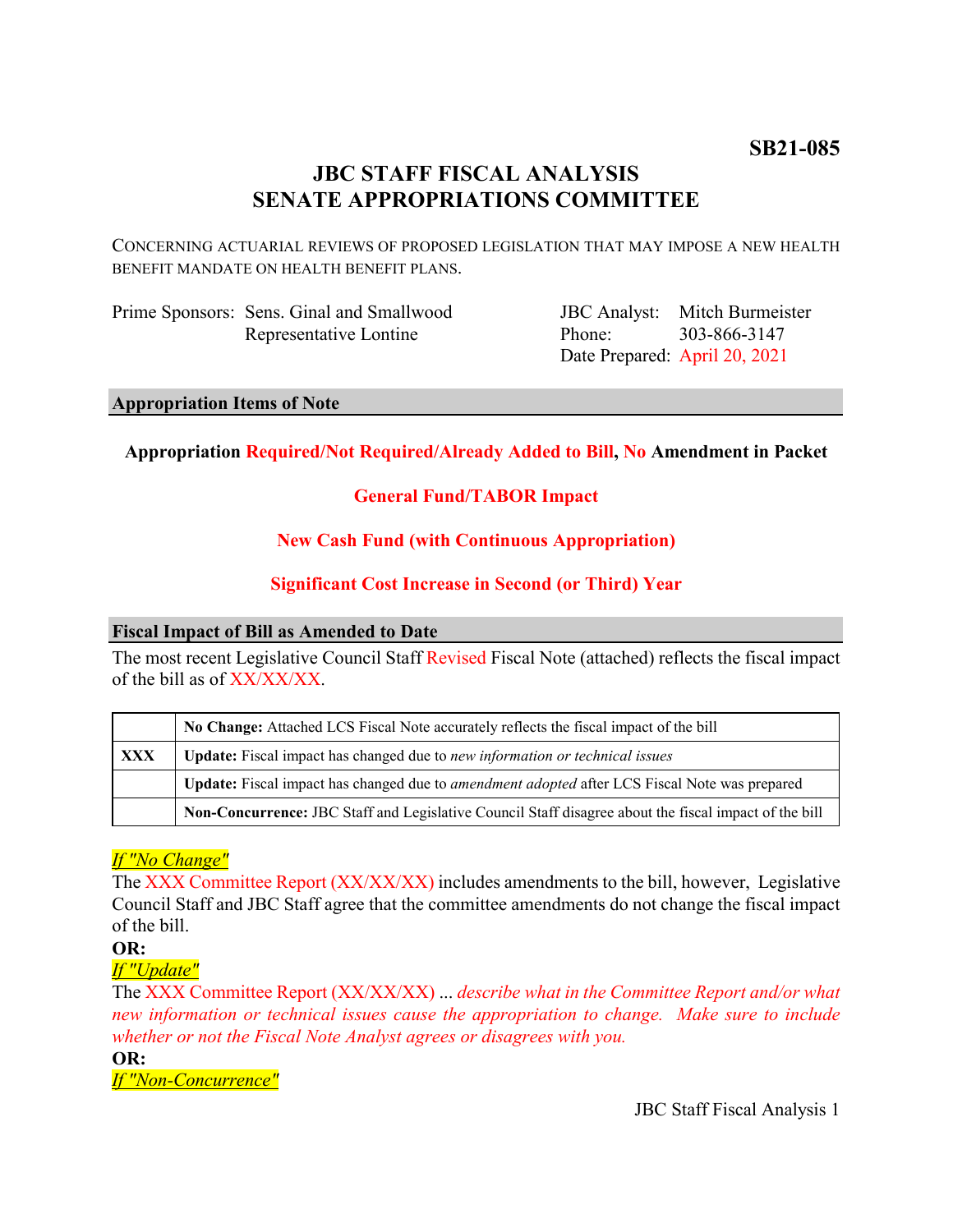**SB21-085**

# JBC STAFF FISCAL ANALYSIS
# SENATE APPROPRIATIONS COMMITTEE

CONCERNING ACTUARIAL REVIEWS OF PROPOSED LEGISLATION THAT MAY IMPOSE A NEW HEALTH BENEFIT MANDATE ON HEALTH BENEFIT PLANS.

| | | | |
|---|---|---|---|
| Prime Sponsors: | Sens. Ginal and Smallwood<br>Representative Lontine | JBC Analyst:<br>Phone:<br>Date Prepared: | Mitch Burmeister<br>303-866-3147<br>April 20, 2021 |

## Appropriation Items of Note

**Appropriation Required/Not Required/Already Added to Bill, No Amendment in Packet**

**General Fund/TABOR Impact**

**New Cash Fund (with Continuous Appropriation)**

**Significant Cost Increase in Second (or Third) Year**

## Fiscal Impact of Bill as Amended to Date

The most recent Legislative Council Staff Revised Fiscal Note (attached) reflects the fiscal impact of the bill as of XX/XX/XX.

| | |
|---|---|
| | **No Change:** Attached LCS Fiscal Note accurately reflects the fiscal impact of the bill |
| **XXX** | **Update:** Fiscal impact has changed due to *new information or technical issues* |
| | **Update:** Fiscal impact has changed due to *amendment adopted* after LCS Fiscal Note was prepared |
| | **Non-Concurrence:** JBC Staff and Legislative Council Staff disagree about the fiscal impact of the bill |

*If "No Change"*

The XXX Committee Report (XX/XX/XX) includes amendments to the bill, however, Legislative Council Staff and JBC Staff agree that the committee amendments do not change the fiscal impact of the bill.

**OR:**

*If "Update"*

The XXX Committee Report (XX/XX/XX) ... *describe what in the Committee Report and/or what new information or technical issues cause the appropriation to change. Make sure to include whether or not the Fiscal Note Analyst agrees or disagrees with you.*

**OR:**

*If "Non-Concurrence"*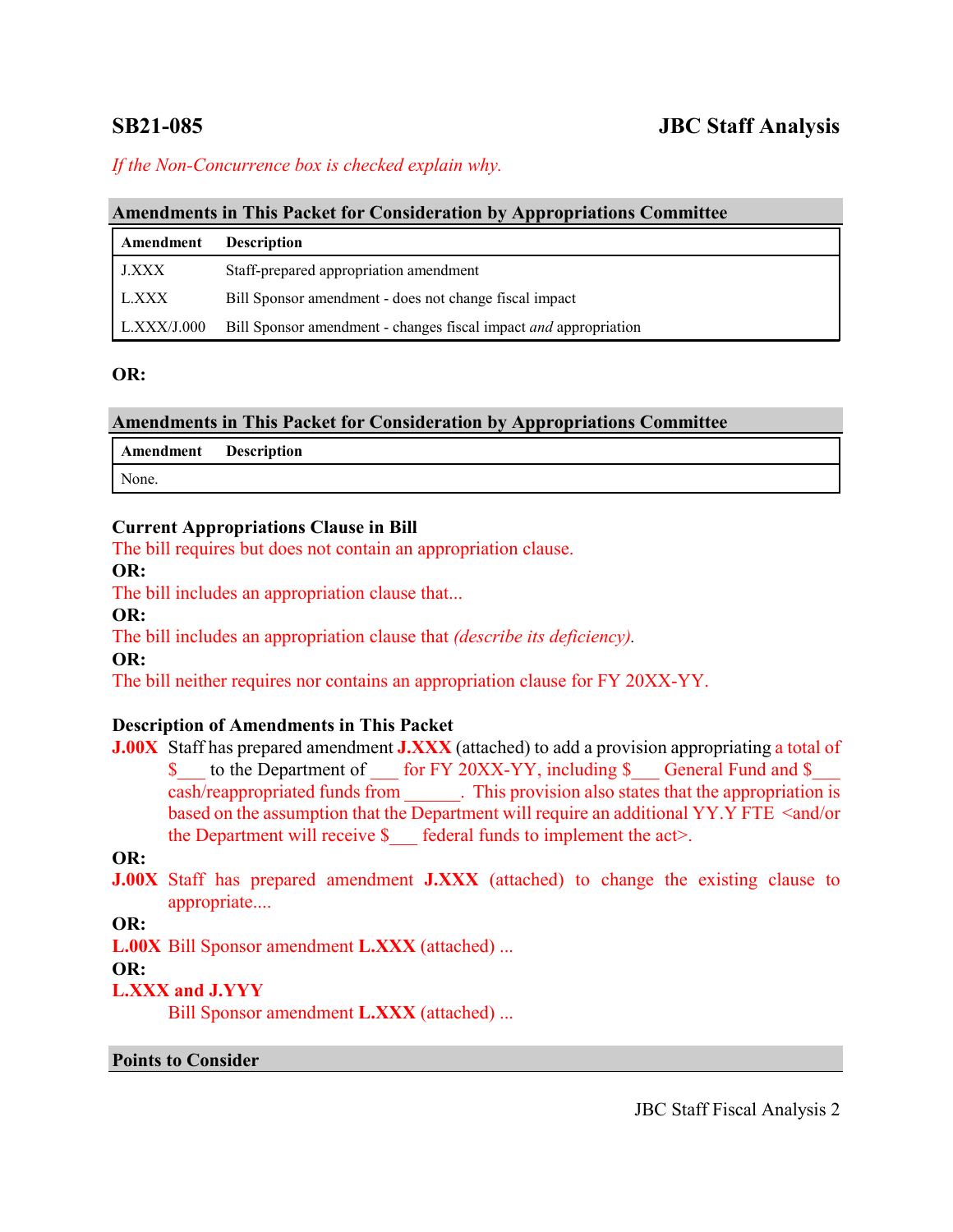## SB21-085 JBC Staff Analysis

*If the Non-Concurrence box is checked explain why.*

### Amendments in This Packet for Consideration by Appropriations Committee

| Amendment | Description |
|---|---|
| J.XXX | Staff-prepared appropriation amendment |
| L.XXX | Bill Sponsor amendment - does not change fiscal impact |
| L.XXX/J.000 | Bill Sponsor amendment - changes fiscal impact *and* appropriation |

**OR:**

### Amendments in This Packet for Consideration by Appropriations Committee

| Amendment | Description |
|---|---|
| None. | |

**Current Appropriations Clause in Bill**

The bill requires but does not contain an appropriation clause.

**OR:**

The bill includes an appropriation clause that...

**OR:**

The bill includes an appropriation clause that *(describe its deficiency).*

**OR:**

The bill neither requires nor contains an appropriation clause for FY 20XX-YY.

**Description of Amendments in This Packet**

**J.00X** Staff has prepared amendment **J.XXX** (attached) to add a provision appropriating a total of $___ to the Department of ___ for FY 20XX-YY, including $___ General Fund and $___ cash/reappropriated funds from ______. This provision also states that the appropriation is based on the assumption that the Department will require an additional YY.Y FTE <and/or the Department will receive $___ federal funds to implement the act>.

**OR:**

**J.00X** Staff has prepared amendment **J.XXX** (attached) to change the existing clause to appropriate....

**OR:**

**L.00X** Bill Sponsor amendment **L.XXX** (attached) ...

**OR:**

**L.XXX and J.YYY**

Bill Sponsor amendment **L.XXX** (attached) ...

### Points to Consider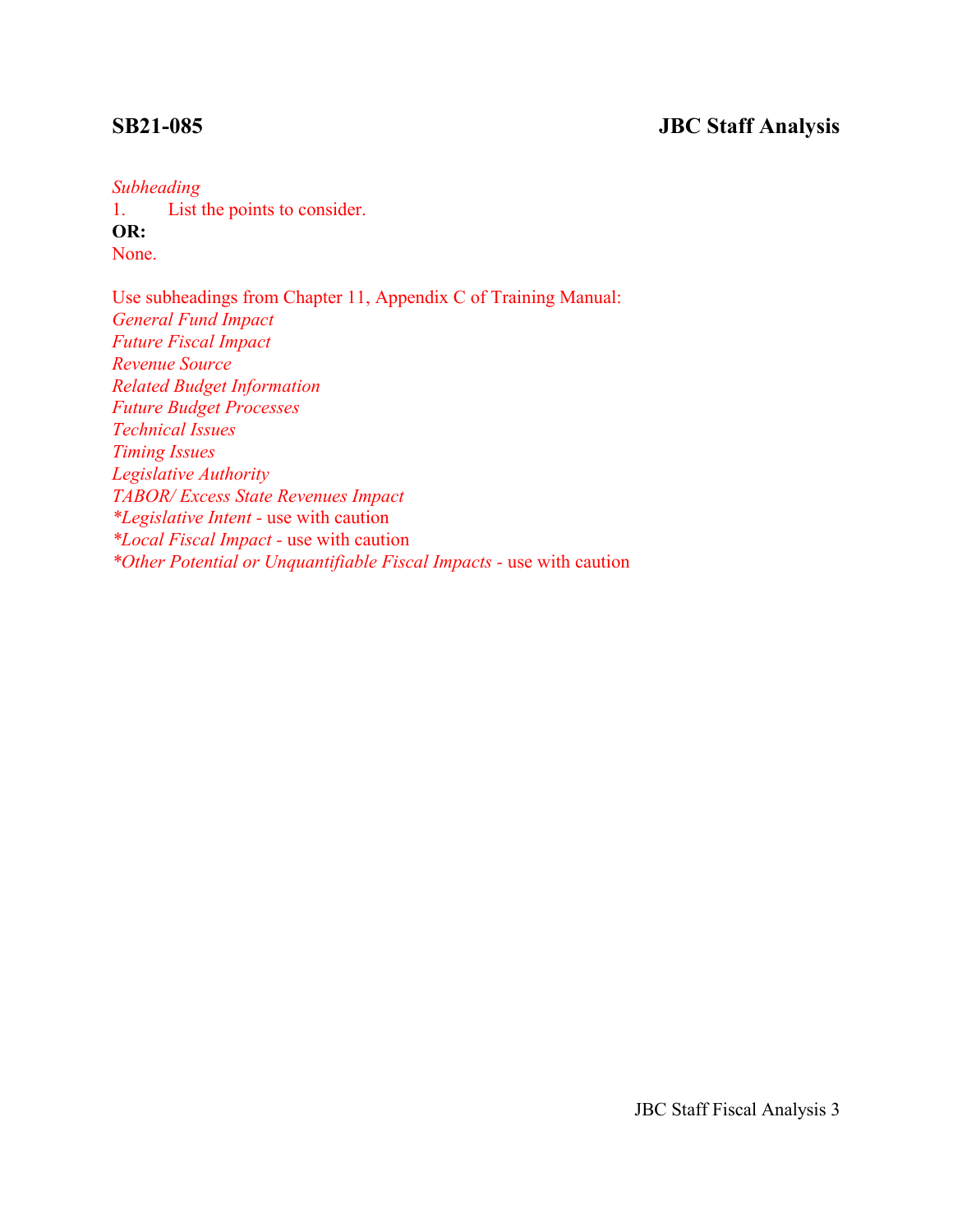*Subheading*

1. List the points to consider.

**OR:**

None.

Use subheadings from Chapter 11, Appendix C of Training Manual:

*General Fund Impact*
*Future Fiscal Impact*
*Revenue Source*
*Related Budget Information*
*Future Budget Processes*
*Technical Issues*
*Timing Issues*
*Legislative Authority*
*TABOR/ Excess State Revenues Impact*
**Legislative Intent* - use with caution
**Local Fiscal Impact* - use with caution
**Other Potential or Unquantifiable Fiscal Impacts* - use with caution